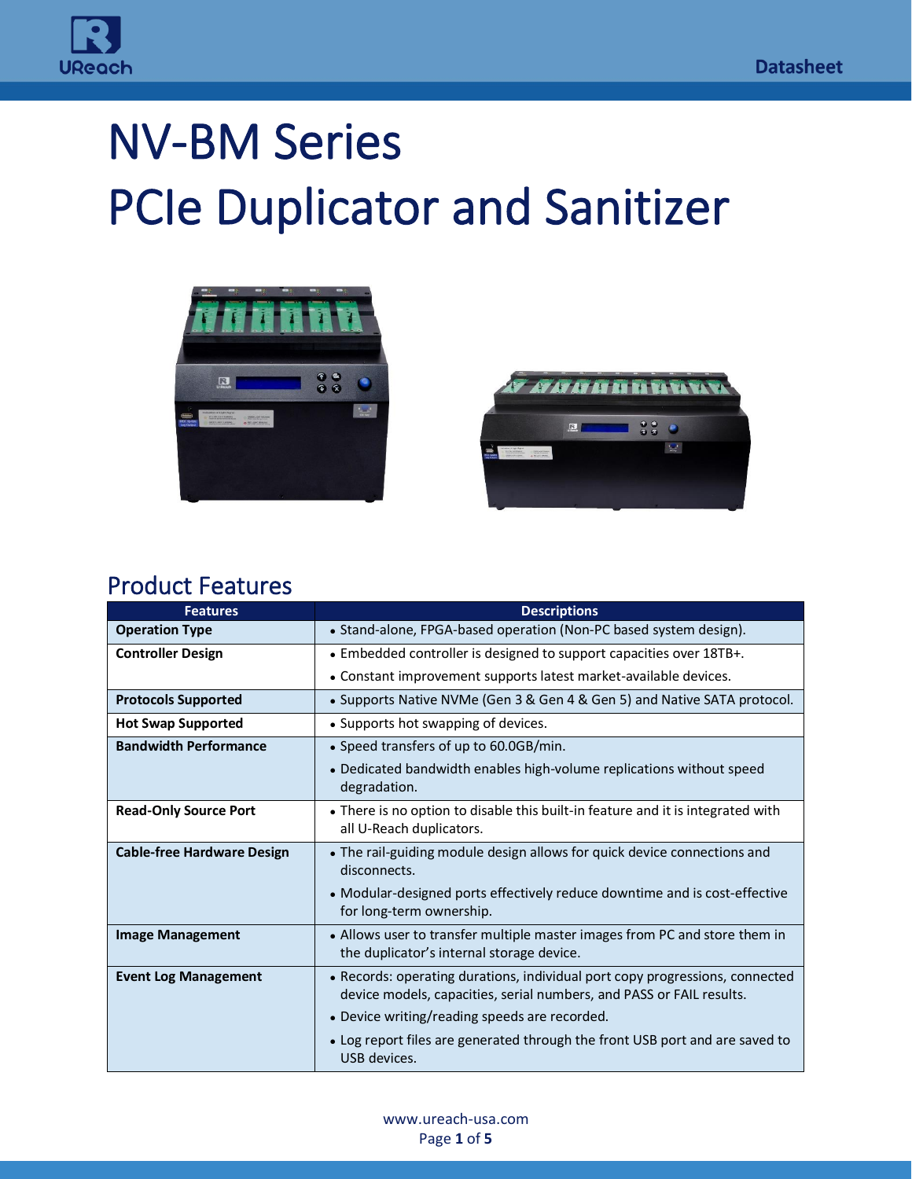# NV-BM Series
# PCIe Duplicator and Sanitizer

## Product Features

| Features | Descriptions |
|---|---|
| **Operation Type** | • Stand-alone, FPGA-based operation (Non-PC based system design). |
| **Controller Design** | • Embedded controller is designed to support capacities over 18TB+.<br>• Constant improvement supports latest market-available devices. |
| **Protocols Supported** | • Supports Native NVMe (Gen 3 & Gen 4 & Gen 5) and Native SATA protocol. |
| **Hot Swap Supported** | • Supports hot swapping of devices. |
| **Bandwidth Performance** | • Speed transfers of up to 60.0GB/min.<br>• Dedicated bandwidth enables high-volume replications without speed degradation. |
| **Read-Only Source Port** | • There is no option to disable this built-in feature and it is integrated with all U-Reach duplicators. |
| **Cable-free Hardware Design** | • The rail-guiding module design allows for quick device connections and disconnects.<br>• Modular-designed ports effectively reduce downtime and is cost-effective for long-term ownership. |
| **Image Management** | • Allows user to transfer multiple master images from PC and store them in the duplicator's internal storage device. |
| **Event Log Management** | • Records: operating durations, individual port copy progressions, connected device models, capacities, serial numbers, and PASS or FAIL results.<br>• Device writing/reading speeds are recorded.<br>• Log report files are generated through the front USB port and are saved to USB devices. |

www.ureach-usa.com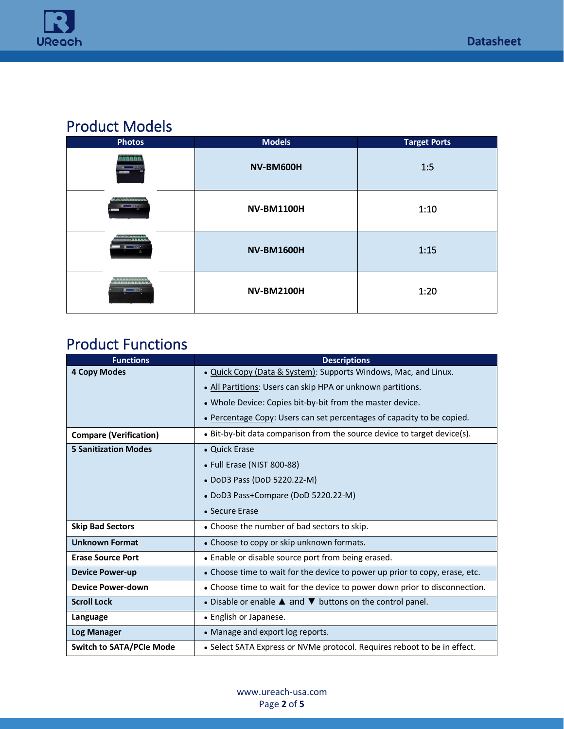## Product Models

| Photos | Models | Target Ports |
|---|---|---|
| | **NV-BM600H** | 1:5 |
| | **NV-BM1100H** | 1:10 |
| | **NV-BM1600H** | 1:15 |
| | **NV-BM2100H** | 1:20 |

## Product Functions

| Functions | Descriptions |
|---|---|
| **4 Copy Modes** | • Quick Copy (Data & System): Supports Windows, Mac, and Linux.<br>• All Partitions: Users can skip HPA or unknown partitions.<br>• Whole Device: Copies bit-by-bit from the master device.<br>• Percentage Copy: Users can set percentages of capacity to be copied. |
| **Compare (Verification)** | • Bit-by-bit data comparison from the source device to target device(s). |
| **5 Sanitization Modes** | • Quick Erase<br>• Full Erase (NIST 800-88)<br>• DoD3 Pass (DoD 5220.22-M)<br>• DoD3 Pass+Compare (DoD 5220.22-M)<br>• Secure Erase |
| **Skip Bad Sectors** | • Choose the number of bad sectors to skip. |
| **Unknown Format** | • Choose to copy or skip unknown formats. |
| **Erase Source Port** | • Enable or disable source port from being erased. |
| **Device Power-up** | • Choose time to wait for the device to power up prior to copy, erase, etc. |
| **Device Power-down** | • Choose time to wait for the device to power down prior to disconnection. |
| **Scroll Lock** | • Disable or enable ▲ and ▼ buttons on the control panel. |
| **Language** | • English or Japanese. |
| **Log Manager** | • Manage and export log reports. |
| **Switch to SATA/PCIe Mode** | • Select SATA Express or NVMe protocol. Requires reboot to be in effect. |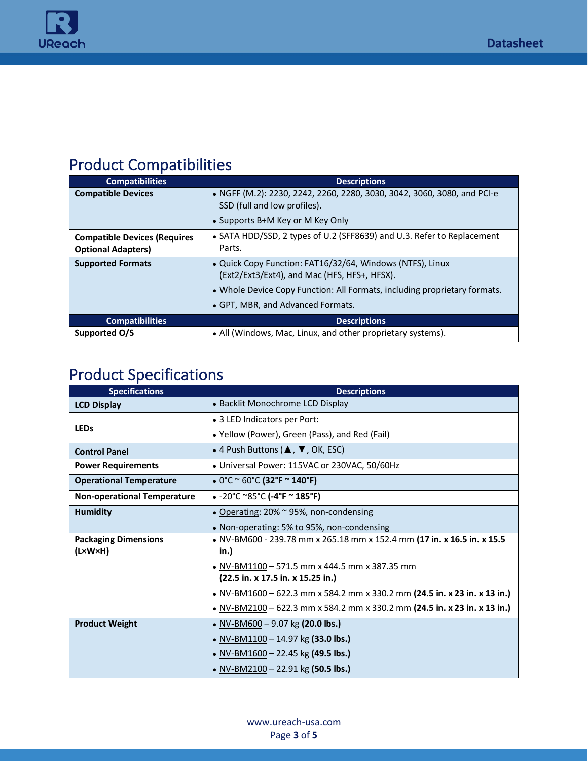## Product Compatibilities

| Compatibilities | Descriptions |
|---|---|
| **Compatible Devices** | • NGFF (M.2): 2230, 2242, 2260, 2280, 3030, 3042, 3060, 3080, and PCI-e SSD (full and low profiles).<br>• Supports B+M Key or M Key Only |
| **Compatible Devices (Requires Optional Adapters)** | • SATA HDD/SSD, 2 types of U.2 (SFF8639) and U.3. Refer to Replacement Parts. |
| **Supported Formats** | • Quick Copy Function: FAT16/32/64, Windows (NTFS), Linux (Ext2/Ext3/Ext4), and Mac (HFS, HFS+, HFSX).<br>• Whole Device Copy Function: All Formats, including proprietary formats.<br>• GPT, MBR, and Advanced Formats. |
| **Compatibilities** | **Descriptions** |
| **Supported O/S** | • All (Windows, Mac, Linux, and other proprietary systems). |

## Product Specifications

| Specifications | Descriptions |
|---|---|
| **LCD Display** | • Backlit Monochrome LCD Display |
| **LEDs** | • 3 LED Indicators per Port:<br>• Yellow (Power), Green (Pass), and Red (Fail) |
| **Control Panel** | • 4 Push Buttons (▲, ▼, OK, ESC) |
| **Power Requirements** | • Universal Power: 115VAC or 230VAC, 50/60Hz |
| **Operational Temperature** | • 0°C ~ 60°C **(32°F ~ 140°F)** |
| **Non-operational Temperature** | • -20°C ~85°C **(-4°F ~ 185°F)** |
| **Humidity** | • Operating: 20% ~ 95%, non-condensing<br>• Non-operating: 5% to 95%, non-condensing |
| **Packaging Dimensions (L×W×H)** | • NV-BM600 - 239.78 mm x 265.18 mm x 152.4 mm **(17 in. x 16.5 in. x 15.5 in.)**<br>• NV-BM1100 – 571.5 mm x 444.5 mm x 387.35 mm **(22.5 in. x 17.5 in. x 15.25 in.)**<br>• NV-BM1600 – 622.3 mm x 584.2 mm x 330.2 mm **(24.5 in. x 23 in. x 13 in.)**<br>• NV-BM2100 – 622.3 mm x 584.2 mm x 330.2 mm **(24.5 in. x 23 in. x 13 in.)** |
| **Product Weight** | • NV-BM600 – 9.07 kg **(20.0 lbs.)**<br>• NV-BM1100 – 14.97 kg **(33.0 lbs.)**<br>• NV-BM1600 – 22.45 kg **(49.5 lbs.)**<br>• NV-BM2100 – 22.91 kg **(50.5 lbs.)** |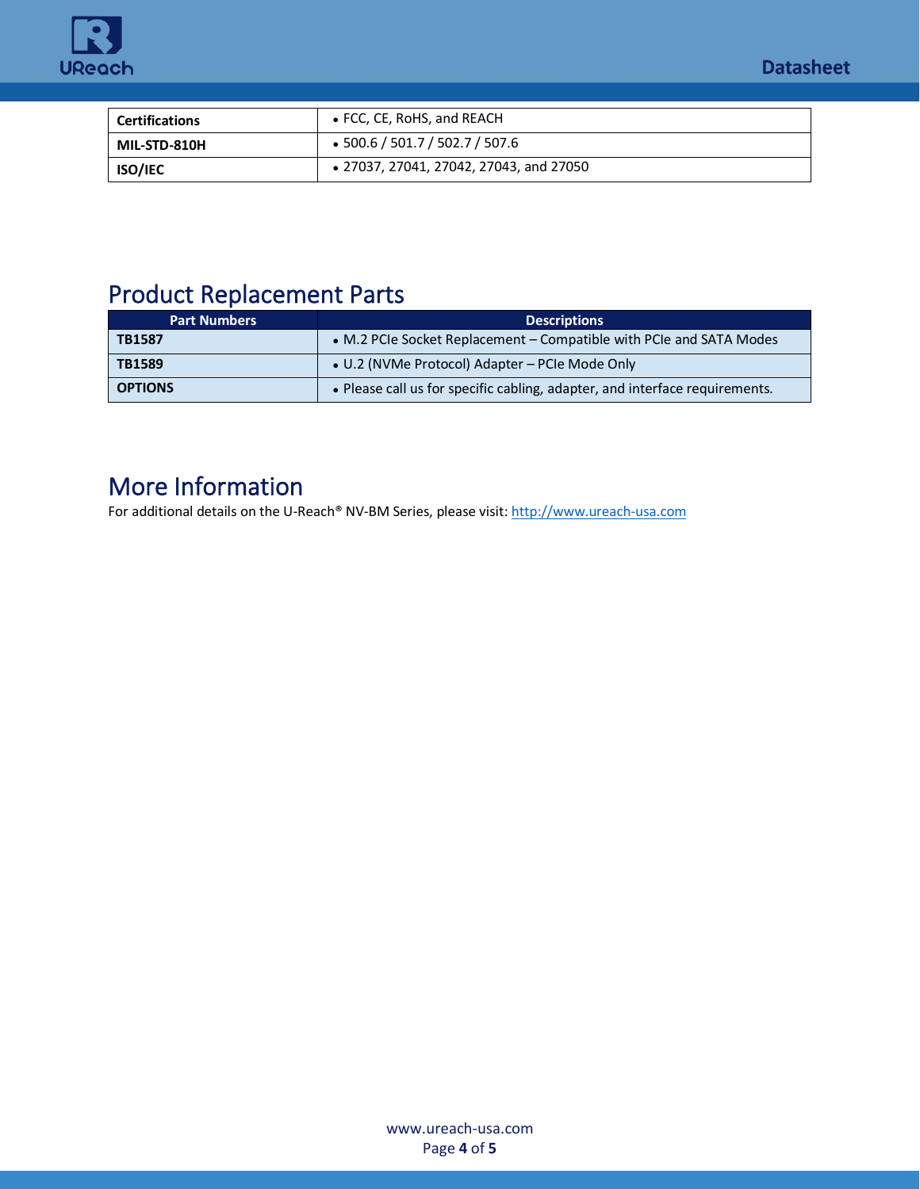| Certifications | • FCC, CE, RoHS, and REACH |
| --- | --- |
| MIL-STD-810H | • 500.6 / 501.7 / 502.7 / 507.6 |
| ISO/IEC | • 27037, 27041, 27042, 27043, and 27050 |

## Product Replacement Parts

| Part Numbers | Descriptions |
| --- | --- |
| **TB1587** | • M.2 PCIe Socket Replacement – Compatible with PCIe and SATA Modes |
| **TB1589** | • U.2 (NVMe Protocol) Adapter – PCIe Mode Only |
| **OPTIONS** | • Please call us for specific cabling, adapter, and interface requirements. |

## More Information

For additional details on the U-Reach® NV-BM Series, please visit: [http://www.ureach-usa.com](http://www.ureach-usa.com)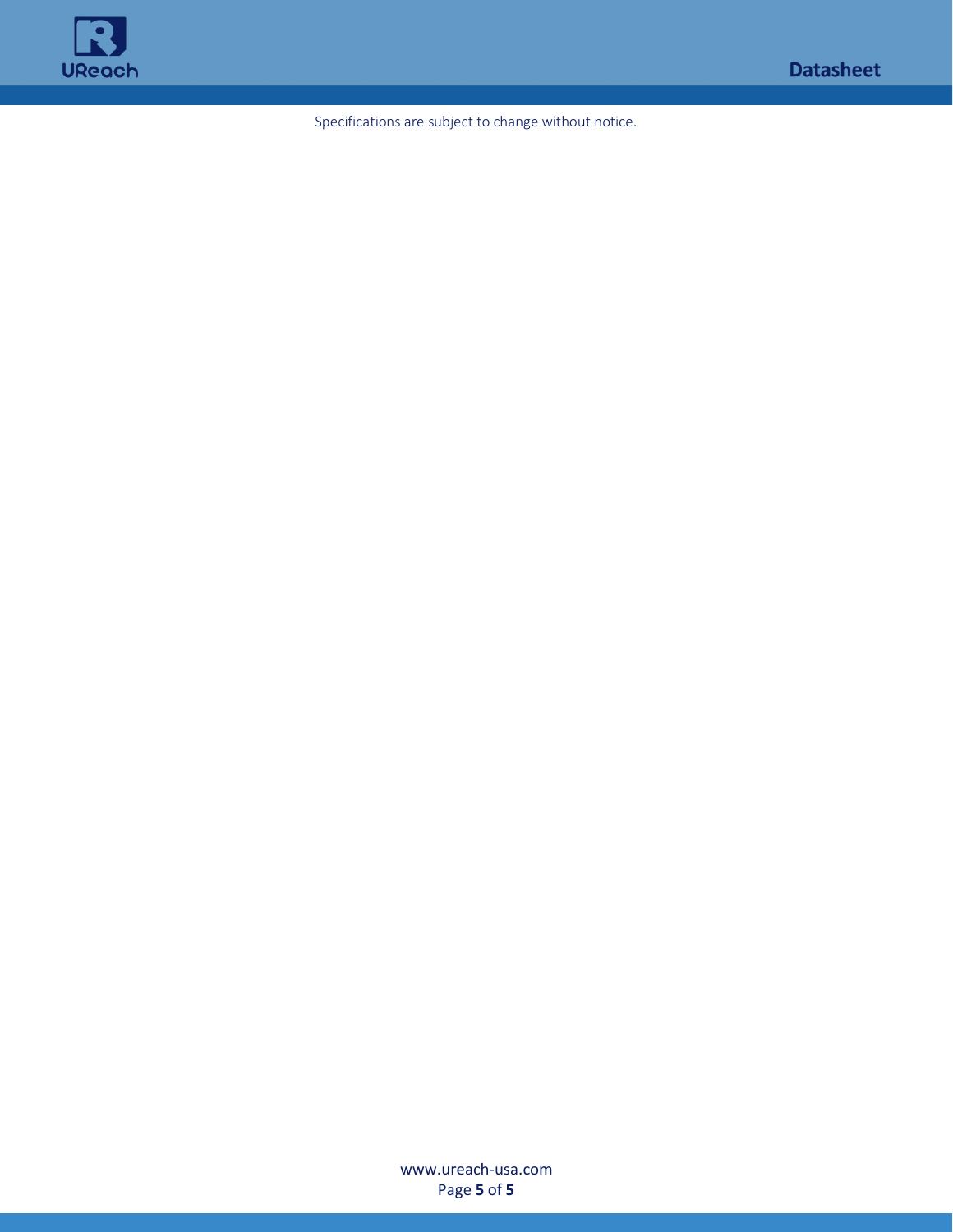Specifications are subject to change without notice.